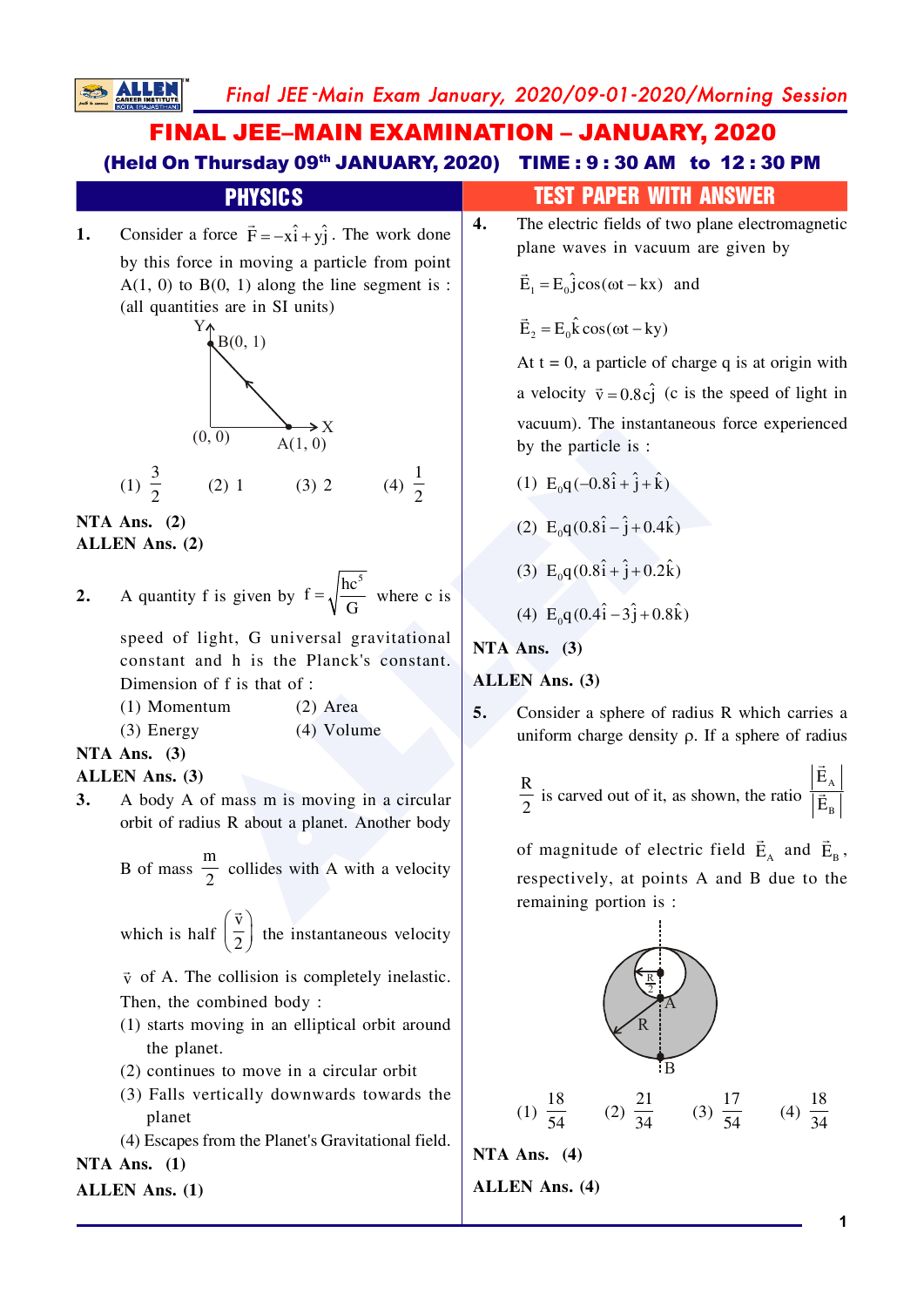# FINAL JEE–MAIN EXAMINATION – JANUARY, 2020

**(Held On Thursday 09th JANUARY, 2020) TIME : 9 : 30 AM to 12 : 30 PM**

## PHYSICS — TEST PAPER WITH ANSWER

**1.** Consider a force $\vec{F} = -x\hat{i} + y\hat{j}$. The work done by this force in moving a particle from point A(1, 0) to B(0, 1) along the line segment is : (all quantities are in SI units)

(1) $\frac{3}{2}$ (2) 1 (3) 2 (4) $\frac{1}{2}$

**NTA Ans. (2)**
**ALLEN Ans. (2)**

**2.** A quantity f is given by $f = \sqrt{\frac{hc^5}{G}}$ where c is speed of light, G universal gravitational constant and h is the Planck's constant. Dimension of f is that of :

(1) Momentum (2) Area
(3) Energy (4) Volume

**NTA Ans. (3)**
**ALLEN Ans. (3)**

**3.** A body A of mass m is moving in a circular orbit of radius R about a planet. Another body B of mass $\frac{m}{2}$ collides with A with a velocity which is half $\left(\frac{\vec{v}}{2}\right)$ the instantaneous velocity $\vec{v}$ of A. The collision is completely inelastic. Then, the combined body :

(1) starts moving in an elliptical orbit around the planet.
(2) continues to move in a circular orbit
(3) Falls vertically downwards towards the planet
(4) Escapes from the Planet's Gravitational field.

**NTA Ans. (1)**
**ALLEN Ans. (1)**

**4.** The electric fields of two plane electromagnetic plane waves in vacuum are given by

$\vec{E}_1 = E_0\hat{j}\cos(\omega t - kx)$ and

$\vec{E}_2 = E_0\hat{k}\cos(\omega t - ky)$

At t = 0, a particle of charge q is at origin with a velocity $\vec{v} = 0.8c\hat{j}$ (c is the speed of light in vacuum). The instantaneous force experienced by the particle is :

(1) $E_0q(-0.8\hat{i} + \hat{j} + \hat{k})$

(2) $E_0q(0.8\hat{i} - \hat{j} + 0.4\hat{k})$

(3) $E_0q(0.8\hat{i} + \hat{j} + 0.2\hat{k})$

(4) $E_0q(0.4\hat{i} - 3\hat{j} + 0.8\hat{k})$

**NTA Ans. (3)**
**ALLEN Ans. (3)**

**5.** Consider a sphere of radius R which carries a uniform charge density ρ. If a sphere of radius $\frac{R}{2}$ is carved out of it, as shown, the ratio $\frac{|\vec{E}_A|}{|\vec{E}_B|}$ of magnitude of electric field $\vec{E}_A$ and $\vec{E}_B$, respectively, at points A and B due to the remaining portion is :

(1) $\frac{18}{54}$ (2) $\frac{21}{34}$ (3) $\frac{17}{54}$ (4) $\frac{18}{34}$

**NTA Ans. (4)**
**ALLEN Ans. (4)**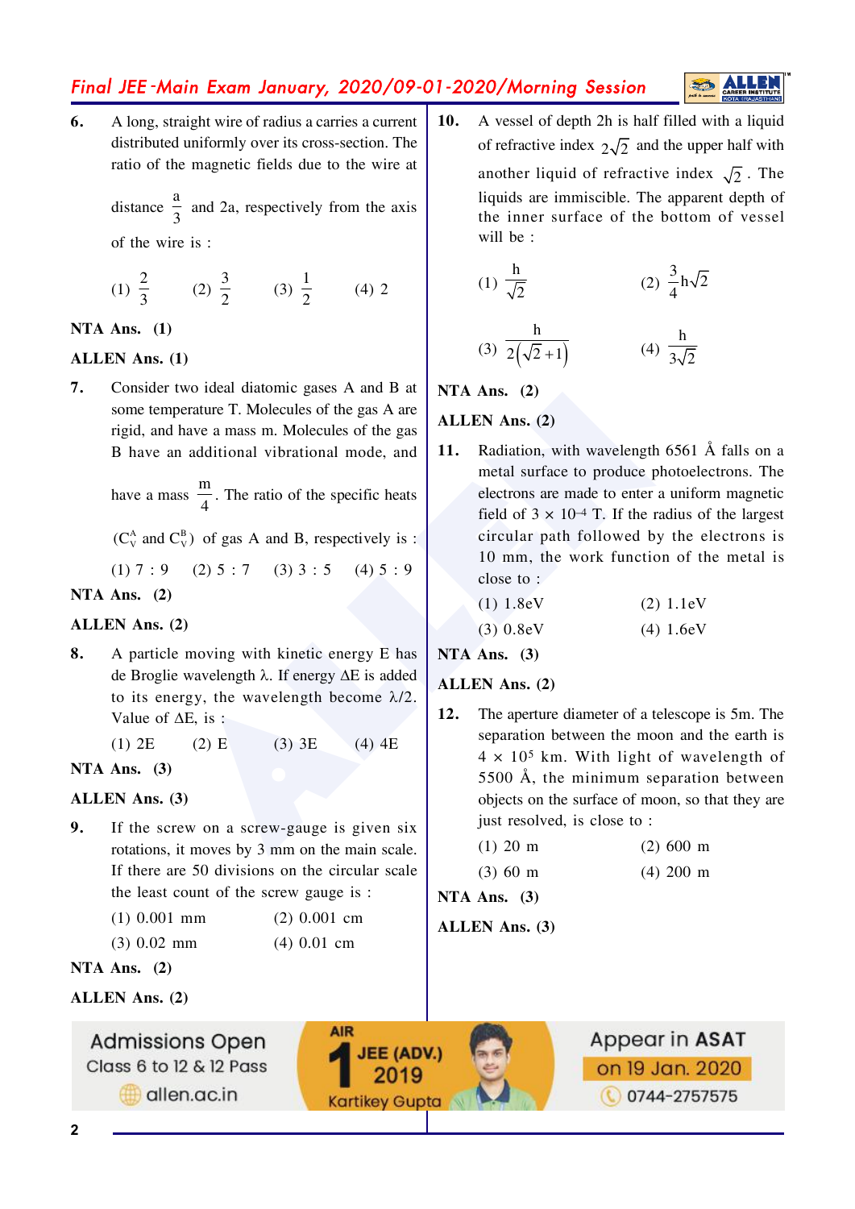6. A long, straight wire of radius a carries a current distributed uniformly over its cross-section. The ratio of the magnetic fields due to the wire at distance $\frac{a}{3}$ and 2a, respectively from the axis of the wire is :

(1) $\frac{2}{3}$ (2) $\frac{3}{2}$ (3) $\frac{1}{2}$ (4) 2

**NTA Ans. (1)**

**ALLEN Ans. (1)**

7. Consider two ideal diatomic gases A and B at some temperature T. Molecules of the gas A are rigid, and have a mass m. Molecules of the gas B have an additional vibrational mode, and have a mass $\frac{m}{4}$. The ratio of the specific heats $(C_V^A$ and $C_V^B)$ of gas A and B, respectively is :

(1) 7 : 9 (2) 5 : 7 (3) 3 : 5 (4) 5 : 9

**NTA Ans. (2)**

**ALLEN Ans. (2)**

8. A particle moving with kinetic energy E has de Broglie wavelength λ. If energy ΔE is added to its energy, the wavelength become λ/2. Value of ΔE, is :

(1) 2E (2) E (3) 3E (4) 4E

**NTA Ans. (3)**

**ALLEN Ans. (3)**

9. If the screw on a screw-gauge is given six rotations, it moves by 3 mm on the main scale. If there are 50 divisions on the circular scale the least count of the screw gauge is :

(1) 0.001 mm (2) 0.001 cm
(3) 0.02 mm (4) 0.01 cm

**NTA Ans. (2)**

**ALLEN Ans. (2)**

10. A vessel of depth 2h is half filled with a liquid of refractive index $2\sqrt{2}$ and the upper half with another liquid of refractive index $\sqrt{2}$. The liquids are immiscible. The apparent depth of the inner surface of the bottom of vessel will be :

(1) $\frac{h}{\sqrt{2}}$ (2) $\frac{3}{4}h\sqrt{2}$

(3) $\frac{h}{2(\sqrt{2}+1)}$ (4) $\frac{h}{3\sqrt{2}}$

**NTA Ans. (2)**

**ALLEN Ans. (2)**

11. Radiation, with wavelength 6561 Å falls on a metal surface to produce photoelectrons. The electrons are made to enter a uniform magnetic field of $3 \times 10^{-4}$ T. If the radius of the largest circular path followed by the electrons is 10 mm, the work function of the metal is close to :

(1) 1.8eV (2) 1.1eV
(3) 0.8eV (4) 1.6eV

**NTA Ans. (3)**

**ALLEN Ans. (2)**

12. The aperture diameter of a telescope is 5m. The separation between the moon and the earth is $4 \times 10^5$ km. With light of wavelength of 5500 Å, the minimum separation between objects on the surface of moon, so that they are just resolved, is close to :

(1) 20 m (2) 600 m
(3) 60 m (4) 200 m

**NTA Ans. (3)**

**ALLEN Ans. (3)**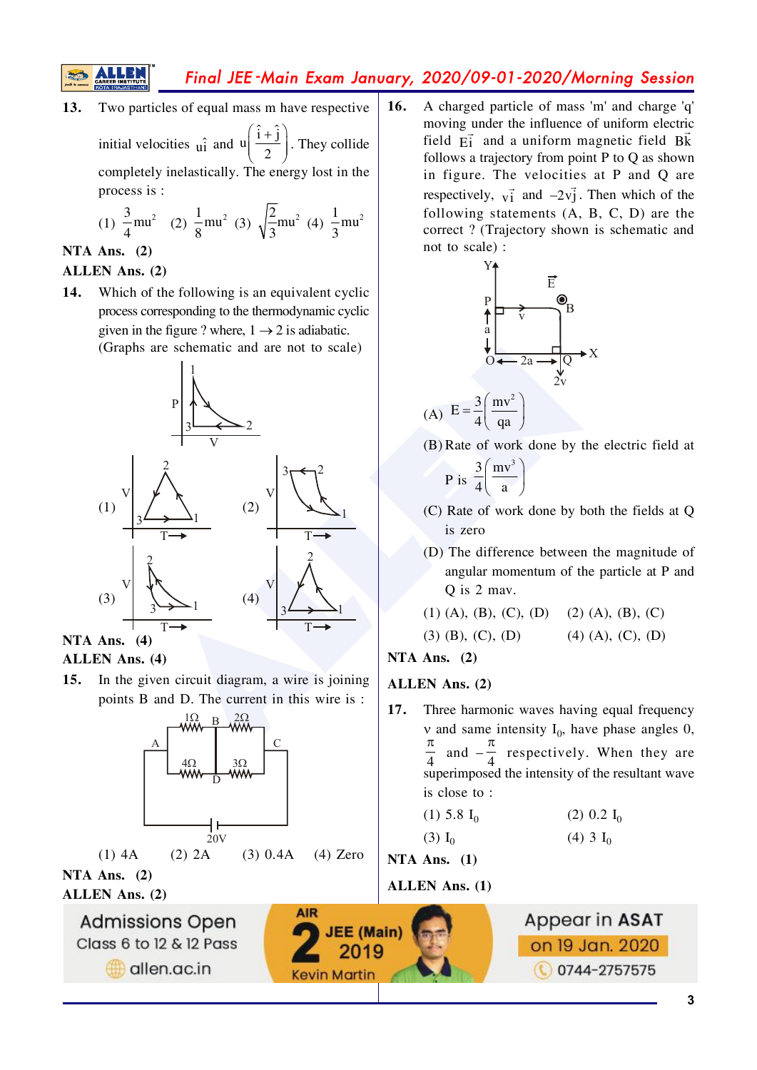**13.** Two particles of equal mass m have respective initial velocities $u\hat{i}$ and $u\left(\frac{\hat{i}+\hat{j}}{2}\right)$. They collide completely inelastically. The energy lost in the process is :

(1) $\frac{3}{4}mu^2$ (2) $\frac{1}{8}mu^2$ (3) $\sqrt{\frac{2}{3}}mu^2$ (4) $\frac{1}{3}mu^2$

**NTA Ans. (2)**

**ALLEN Ans. (2)**

**14.** Which of the following is an equivalent cyclic process corresponding to the thermodynamic cyclic given in the figure ? where, $1 \rightarrow 2$ is adiabatic. (Graphs are schematic and are not to scale)

(1) (2) (3) (4)

**NTA Ans. (4)**

**ALLEN Ans. (4)**

**15.** In the given circuit diagram, a wire is joining points B and D. The current in this wire is :

(1) 4A (2) 2A (3) 0.4A (4) Zero

**NTA Ans. (2)**

**ALLEN Ans. (2)**

**16.** A charged particle of mass 'm' and charge 'q' moving under the influence of uniform electric field $E\vec{i}$ and a uniform magnetic field $B\vec{k}$ follows a trajectory from point P to Q as shown in figure. The velocities at P and Q are respectively, $v\vec{i}$ and $-2v\vec{j}$. Then which of the following statements (A, B, C, D) are the correct ? (Trajectory shown is schematic and not to scale) :

(A) $E = \frac{3}{4}\left(\frac{mv^2}{qa}\right)$

(B) Rate of work done by the electric field at P is $\frac{3}{4}\left(\frac{mv^3}{a}\right)$

(C) Rate of work done by both the fields at Q is zero

(D) The difference between the magnitude of angular momentum of the particle at P and Q is 2 mav.

(1) (A), (B), (C), (D) (2) (A), (B), (C)

(3) (B), (C), (D) (4) (A), (C), (D)

**NTA Ans. (2)**

**ALLEN Ans. (2)**

**17.** Three harmonic waves having equal frequency $\nu$ and same intensity $I_0$, have phase angles 0, $\frac{\pi}{4}$ and $-\frac{\pi}{4}$ respectively. When they are superimposed the intensity of the resultant wave is close to :

(1) $5.8\ I_0$ (2) $0.2\ I_0$

(3) $I_0$ (4) $3\ I_0$

**NTA Ans. (1)**

**ALLEN Ans. (1)**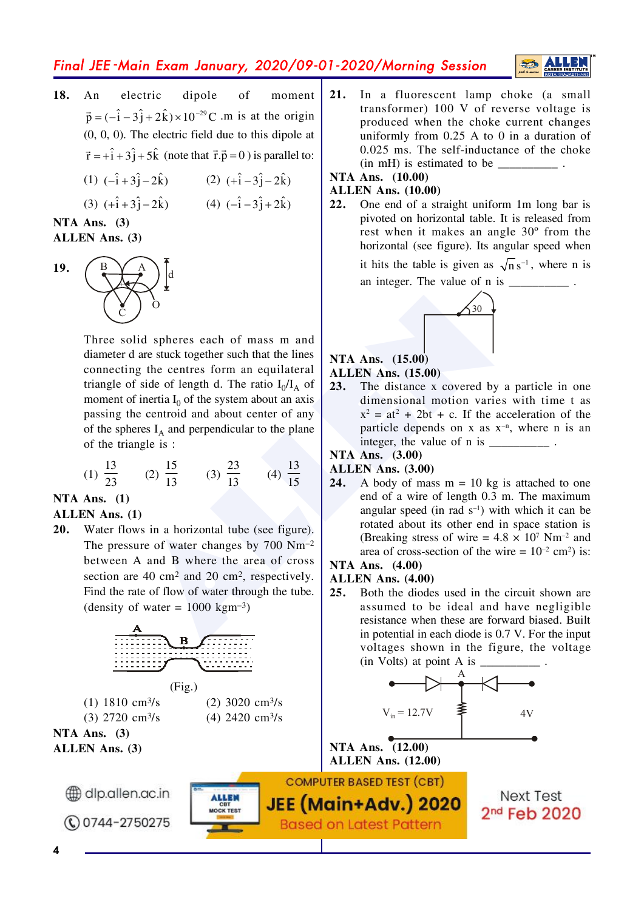**18.** An electric dipole of moment $\vec{p} = (-\hat{i} - 3\hat{j} + 2\hat{k}) \times 10^{-29}$ C .m is at the origin (0, 0, 0). The electric field due to this dipole at $\vec{r} = +\hat{i} + 3\hat{j} + 5\hat{k}$ (note that $\vec{r}.\vec{p} = 0$) is parallel to:

(1) $(-\hat{i} + 3\hat{j} - 2\hat{k})$ (2) $(+\hat{i} - 3\hat{j} - 2\hat{k})$

(3) $(+\hat{i} + 3\hat{j} - 2\hat{k})$ (4) $(-\hat{i} - 3\hat{j} + 2\hat{k})$

**NTA Ans. (3)**
**ALLEN Ans. (3)**

**19.**

B A C O d

Three solid spheres each of mass m and diameter d are stuck together such that the lines connecting the centres form an equilateral triangle of side of length d. The ratio $I_0/I_A$ of moment of inertia $I_0$ of the system about an axis passing the centroid and about center of any of the spheres $I_A$ and perpendicular to the plane of the triangle is :

(1) $\frac{13}{23}$ (2) $\frac{15}{13}$ (3) $\frac{23}{13}$ (4) $\frac{13}{15}$

**NTA Ans. (1)**
**ALLEN Ans. (1)**

**20.** Water flows in a horizontal tube (see figure). The pressure of water changes by 700 $Nm^{-2}$ between A and B where the area of cross section are 40 $cm^2$ and 20 $cm^2$, respectively. Find the rate of flow of water through the tube. (density of water = 1000 $kgm^{-3}$)

A B

(Fig.)

(1) 1810 $cm^3/s$ (2) 3020 $cm^3/s$
(3) 2720 $cm^3/s$ (4) 2420 $cm^3/s$

**NTA Ans. (3)**
**ALLEN Ans. (3)**

**21.** In a fluorescent lamp choke (a small transformer) 100 V of reverse voltage is produced when the choke current changes uniformly from 0.25 A to 0 in a duration of 0.025 ms. The self-inductance of the choke (in mH) is estimated to be __________ .

**NTA Ans. (10.00)**
**ALLEN Ans. (10.00)**

**22.** One end of a straight uniform 1m long bar is pivoted on horizontal table. It is released from rest when it makes an angle 30° from the horizontal (see figure). Its angular speed when it hits the table is given as $\sqrt{n}\ s^{-1}$, where n is an integer. The value of n is __________ .

30

**NTA Ans. (15.00)**
**ALLEN Ans. (15.00)**

**23.** The distance x covered by a particle in one dimensional motion varies with time t as $x^2 = at^2 + 2bt + c$. If the acceleration of the particle depends on x as $x^{-n}$, where n is an integer, the value of n is __________ .

**NTA Ans. (3.00)**
**ALLEN Ans. (3.00)**

**24.** A body of mass m = 10 kg is attached to one end of a wire of length 0.3 m. The maximum angular speed (in rad $s^{-1}$) with which it can be rotated about its other end in space station is (Breaking stress of wire = 4.8 × $10^7$ $Nm^{-2}$ and area of cross-section of the wire = $10^{-2}$ $cm^2$) is:

**NTA Ans. (4.00)**
**ALLEN Ans. (4.00)**

**25.** Both the diodes used in the circuit shown are assumed to be ideal and have negligible resistance when these are forward biased. Built in potential in each diode is 0.7 V. For the input voltages shown in the figure, the voltage (in Volts) at point A is __________ .

A

$V_{in}$ = 12.7V 4V

**NTA Ans. (12.00)**
**ALLEN Ans. (12.00)**